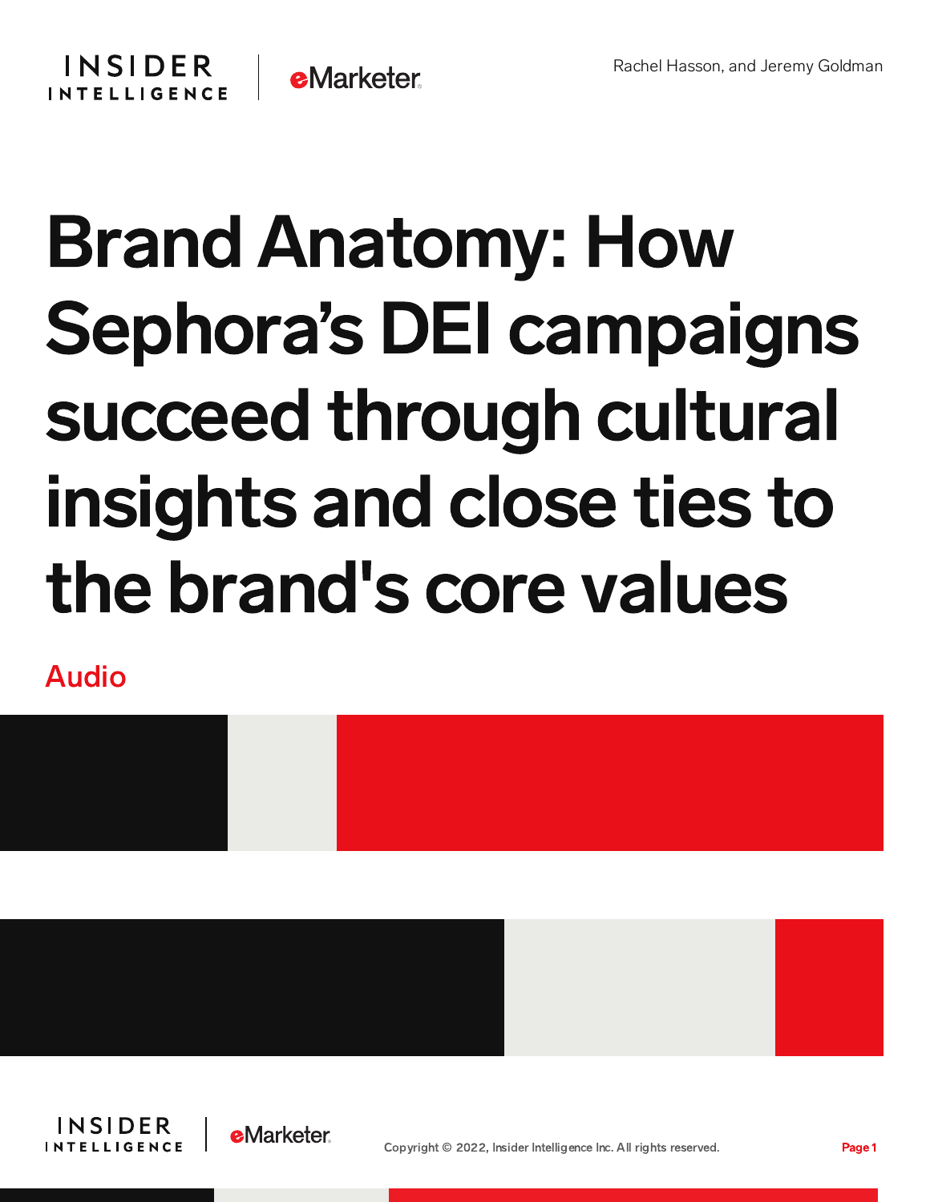Rachel Hasson, and Jeremy Goldman

# Brand Anatomy: How Sephora's DEI campaigns succeed through cultural insights and close ties to the brand's core values

Audio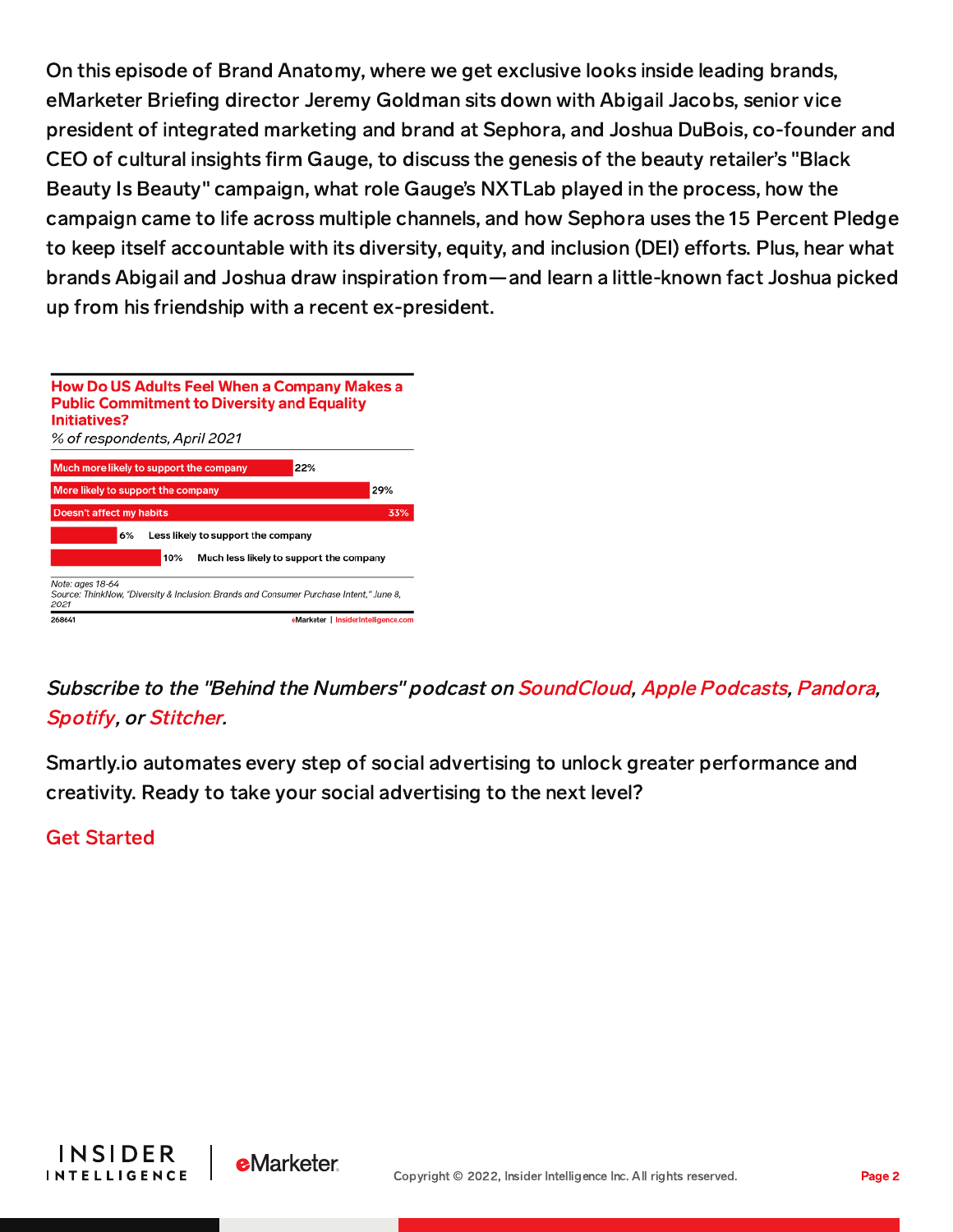On this episode of Brand Anatomy, where we get exclusive looks inside leading brands, eMarketer Briefing director Jeremy Goldman sits down with Abigail Jacobs, senior vice president of integrated marketing and brand at Sephora, and Joshua DuBois, co-founder and CEO of cultural insights firm Gauge, to discuss the genesis of the beauty retailer's "Black Beauty Is Beauty" campaign, what role Gauge's NXTLab played in the process, how the campaign came to life across multiple channels, and how Sephora uses the 15 Percent Pledge to keep itself accountable with its diversity, equity, and inclusion (DEI) efforts. Plus, hear what brands Abigail and Joshua draw inspiration from—and learn a little-known fact Joshua picked up from his friendship with a recent ex-president.

**How Do US Adults Feel When a Company Makes a Public Commitment to Diversity and Equality Initiatives?**

*% of respondents, April 2021*

Much more likely to support the company 22%

More likely to support the company 29%

Doesn't affect my habits 33%

6% Less likely to support the company

10% Much less likely to support the company

*Note: ages 18-64*
*Source: ThinkNow, "Diversity & Inclusion: Brands and Consumer Purchase Intent," June 8, 2021*

268641 eMarketer | InsiderIntelligence.com

*Subscribe to the "Behind the Numbers" podcast on SoundCloud, Apple Podcasts, Pandora, Spotify, or Stitcher.*

Smartly.io automates every step of social advertising to unlock greater performance and creativity. Ready to take your social advertising to the next level?

Get Started